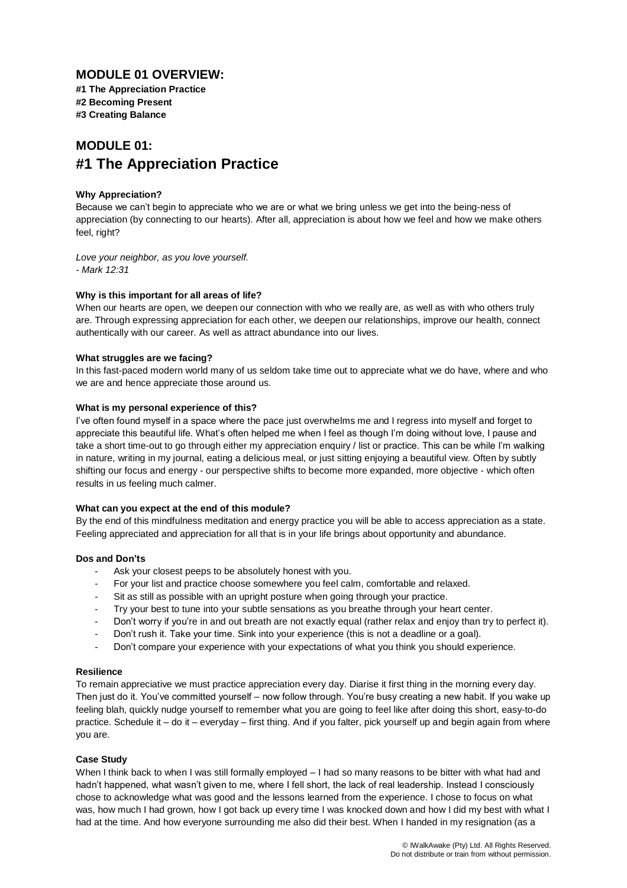## MODULE 01 OVERVIEW:

**#1 The Appreciation Practice**
**#2 Becoming Present**
**#3 Creating Balance**

# MODULE 01:
# #1 The Appreciation Practice

**Why Appreciation?**
Because we can't begin to appreciate who we are or what we bring unless we get into the being-ness of appreciation (by connecting to our hearts). After all, appreciation is about how we feel and how we make others feel, right?

*Love your neighbor, as you love yourself.*
*- Mark 12:31*

**Why is this important for all areas of life?**
When our hearts are open, we deepen our connection with who we really are, as well as with who others truly are. Through expressing appreciation for each other, we deepen our relationships, improve our health, connect authentically with our career. As well as attract abundance into our lives.

**What struggles are we facing?**
In this fast-paced modern world many of us seldom take time out to appreciate what we do have, where and who we are and hence appreciate those around us.

**What is my personal experience of this?**
I've often found myself in a space where the pace just overwhelms me and I regress into myself and forget to appreciate this beautiful life. What's often helped me when I feel as though I'm doing without love, I pause and take a short time-out to go through either my appreciation enquiry / list or practice. This can be while I'm walking in nature, writing in my journal, eating a delicious meal, or just sitting enjoying a beautiful view. Often by subtly shifting our focus and energy - our perspective shifts to become more expanded, more objective - which often results in us feeling much calmer.

**What can you expect at the end of this module?**
By the end of this mindfulness meditation and energy practice you will be able to access appreciation as a state. Feeling appreciated and appreciation for all that is in your life brings about opportunity and abundance.

**Dos and Don'ts**

- Ask your closest peeps to be absolutely honest with you.
- For your list and practice choose somewhere you feel calm, comfortable and relaxed.
- Sit as still as possible with an upright posture when going through your practice.
- Try your best to tune into your subtle sensations as you breathe through your heart center.
- Don't worry if you're in and out breath are not exactly equal (rather relax and enjoy than try to perfect it).
- Don't rush it. Take your time. Sink into your experience (this is not a deadline or a goal).
- Don't compare your experience with your expectations of what you think you should experience.

**Resilience**
To remain appreciative we must practice appreciation every day. Diarise it first thing in the morning every day. Then just do it. You've committed yourself – now follow through. You're busy creating a new habit. If you wake up feeling blah, quickly nudge yourself to remember what you are going to feel like after doing this short, easy-to-do practice. Schedule it – do it – everyday – first thing. And if you falter, pick yourself up and begin again from where you are.

**Case Study**
When I think back to when I was still formally employed – I had so many reasons to be bitter with what had and hadn't happened, what wasn't given to me, where I fell short, the lack of real leadership. Instead I consciously chose to acknowledge what was good and the lessons learned from the experience. I chose to focus on what was, how much I had grown, how I got back up every time I was knocked down and how I did my best with what I had at the time. And how everyone surrounding me also did their best. When I handed in my resignation (as a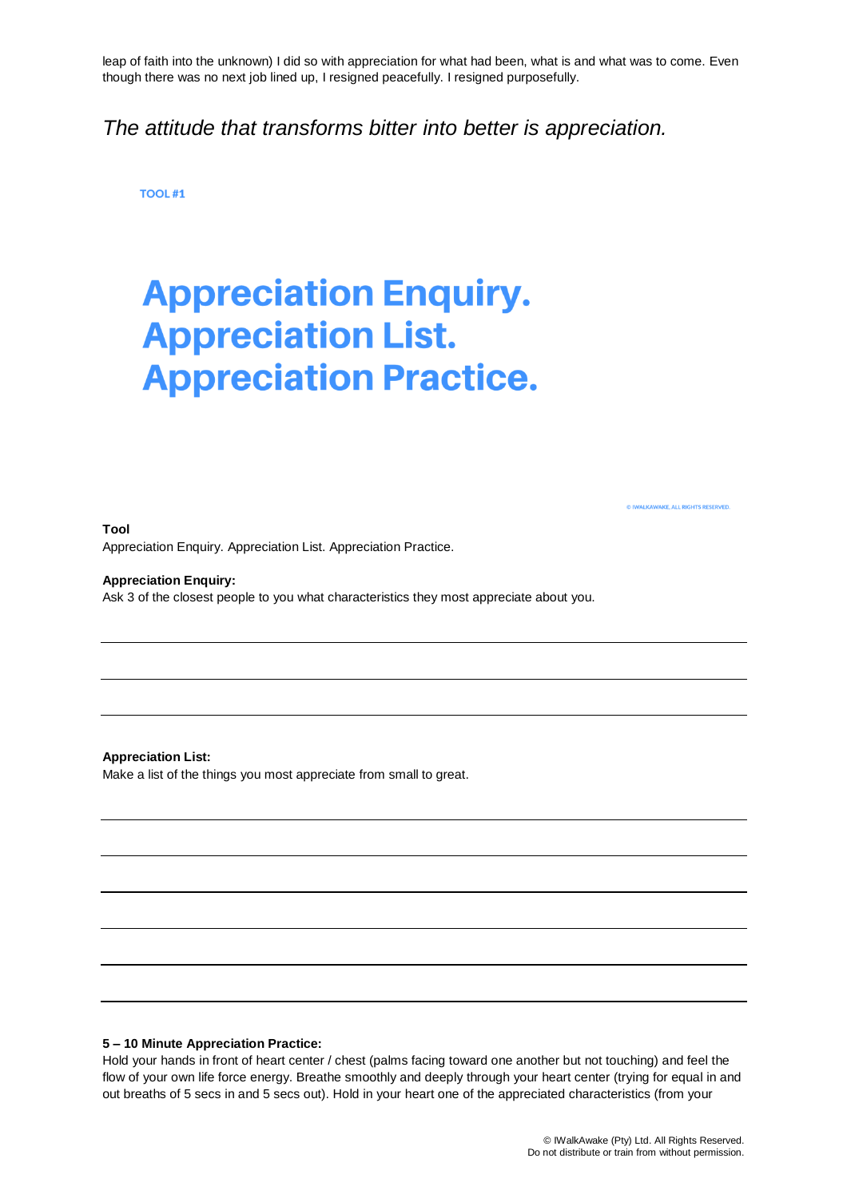leap of faith into the unknown) I did so with appreciation for what had been, what is and what was to come. Even though there was no next job lined up, I resigned peacefully. I resigned purposefully.

*The attitude that transforms bitter into better is appreciation.*

TOOL #1

# Appreciation Enquiry. Appreciation List. Appreciation Practice.

© IWALKAWAKE. ALL RIGHTS RESERVED.

**Tool**
Appreciation Enquiry. Appreciation List. Appreciation Practice.

**Appreciation Enquiry:**
Ask 3 of the closest people to you what characteristics they most appreciate about you.

---

---

---

**Appreciation List:**
Make a list of the things you most appreciate from small to great.

---

---

---

---

---

---

**5 – 10 Minute Appreciation Practice:**
Hold your hands in front of heart center / chest (palms facing toward one another but not touching) and feel the flow of your own life force energy. Breathe smoothly and deeply through your heart center (trying for equal in and out breaths of 5 secs in and 5 secs out). Hold in your heart one of the appreciated characteristics (from your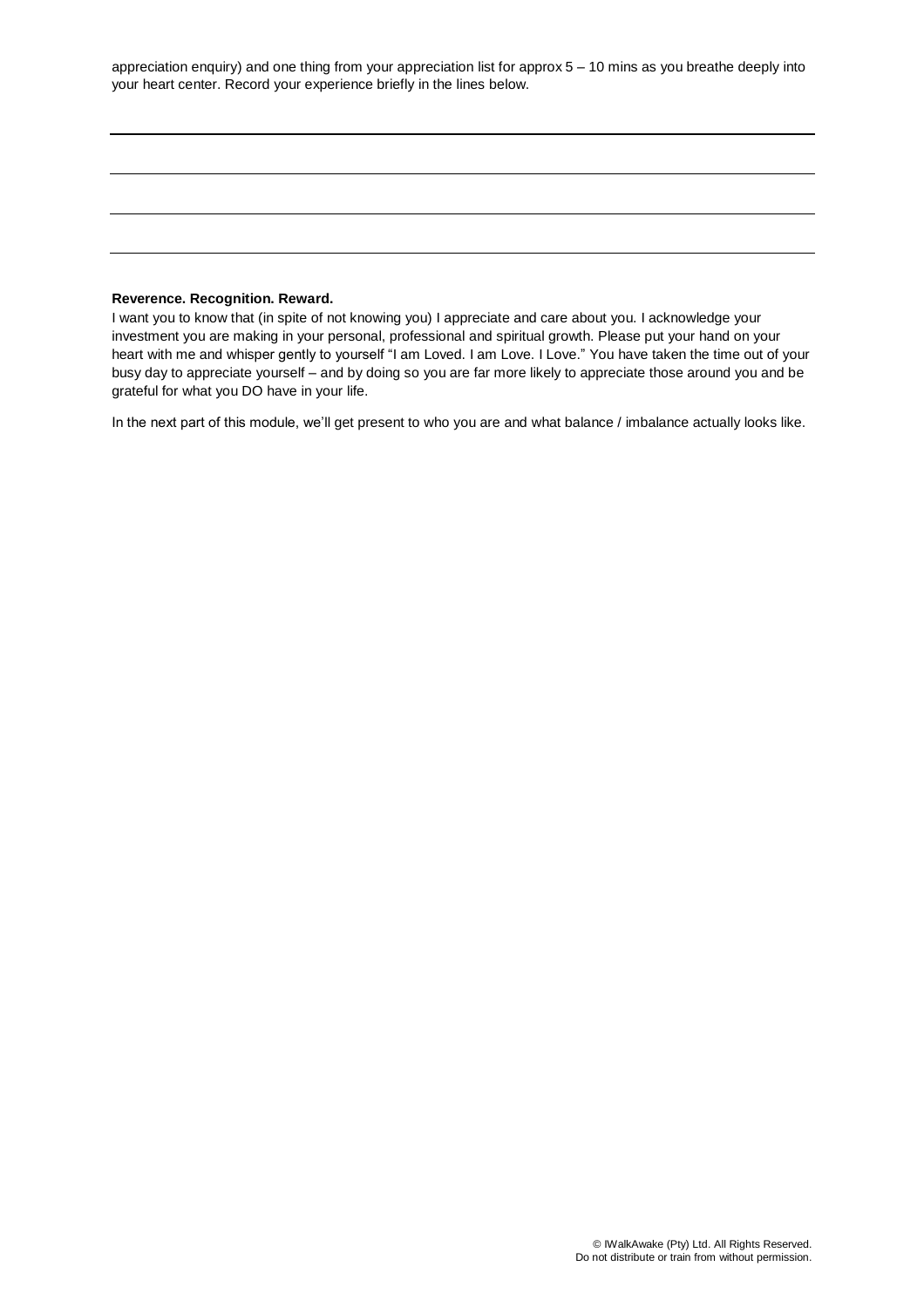appreciation enquiry) and one thing from your appreciation list for approx 5 – 10 mins as you breathe deeply into your heart center. Record your experience briefly in the lines below.

**Reverence. Recognition. Reward.**

I want you to know that (in spite of not knowing you) I appreciate and care about you. I acknowledge your investment you are making in your personal, professional and spiritual growth. Please put your hand on your heart with me and whisper gently to yourself "I am Loved. I am Love. I Love." You have taken the time out of your busy day to appreciate yourself – and by doing so you are far more likely to appreciate those around you and be grateful for what you DO have in your life.

In the next part of this module, we'll get present to who you are and what balance / imbalance actually looks like.

© IWalkAwake (Pty) Ltd. All Rights Reserved.
Do not distribute or train from without permission.